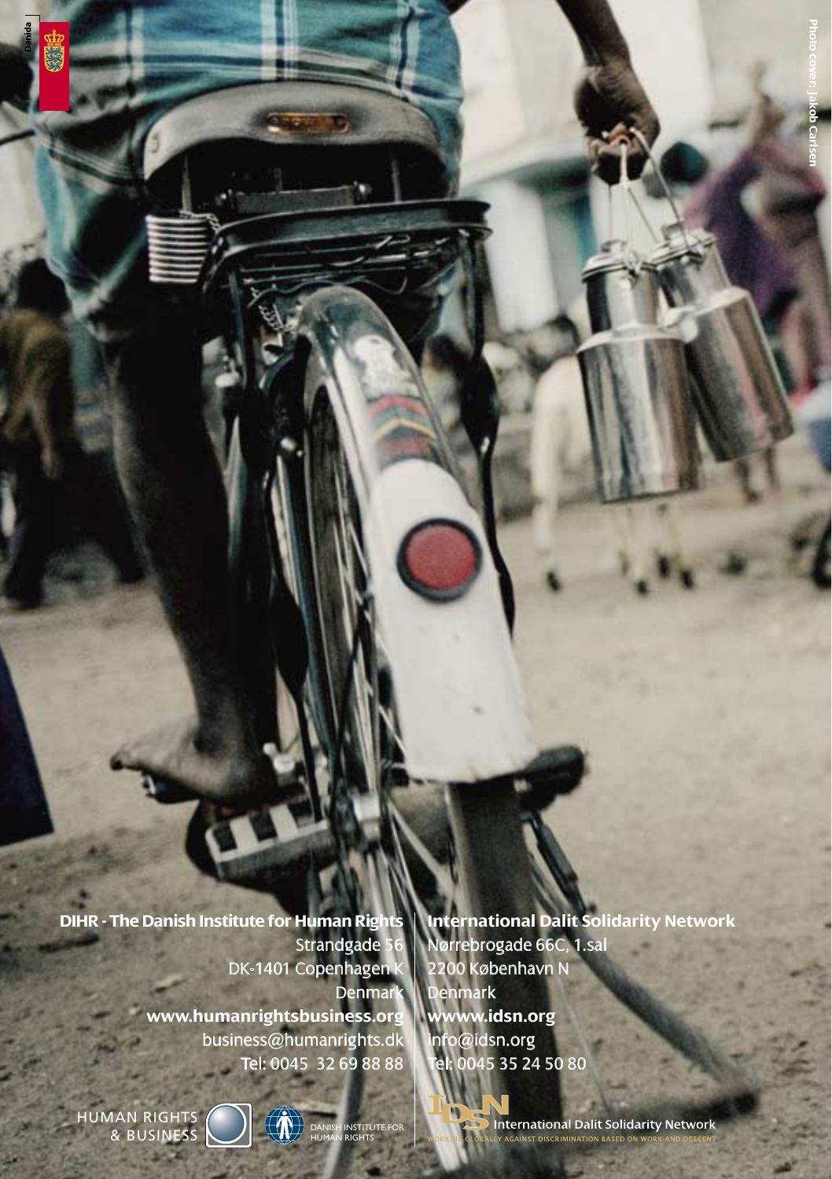Danida

Photo cover: Jakob Carlsen

**DIHR - The Danish Institute for Human Rights**
Strandgade 56
DK-1401 Copenhagen K
Denmark
**www.humanrightsbusiness.org**
business@humanrights.dk
Tel: 0045 32 69 88 88

**International Dalit Solidarity Network**
Nørrebrogade 66C, 1.sal
2200 København N
Denmark
**wwww.idsn.org**
info@idsn.org
Tel: 0045 35 24 50 80

HUMAN RIGHTS & BUSINESS

DANISH INSTITUTE FOR HUMAN RIGHTS

IDSN International Dalit Solidarity Network
WORKING GLOBALLY AGAINST DISCRIMINATION BASED ON WORK AND DESCENT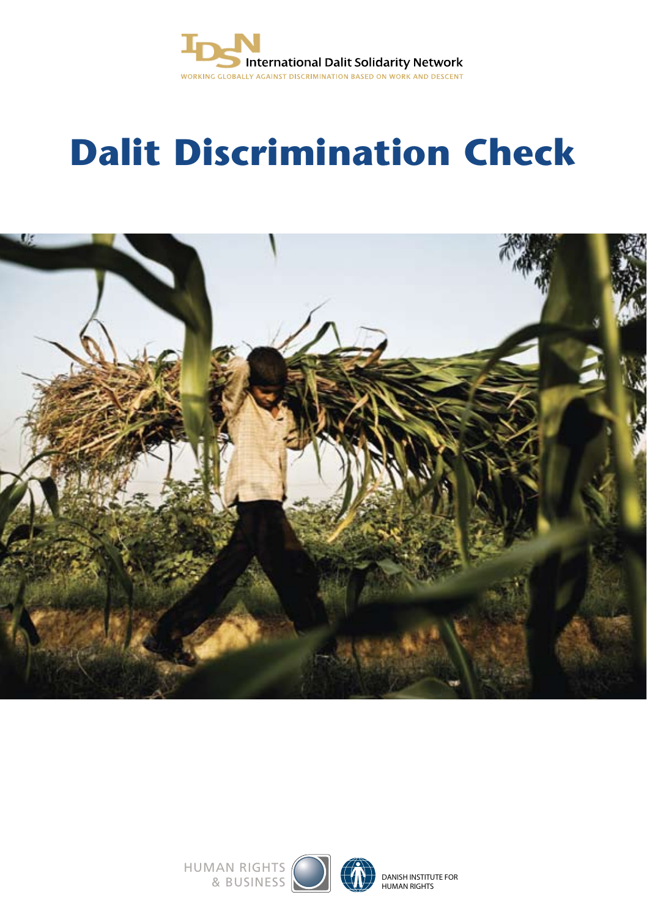International Dalit Solidarity Network

WORKING GLOBALLY AGAINST DISCRIMINATION BASED ON WORK AND DESCENT

# Dalit Discrimination Check

HUMAN RIGHTS & BUSINESS

DANISH INSTITUTE FOR HUMAN RIGHTS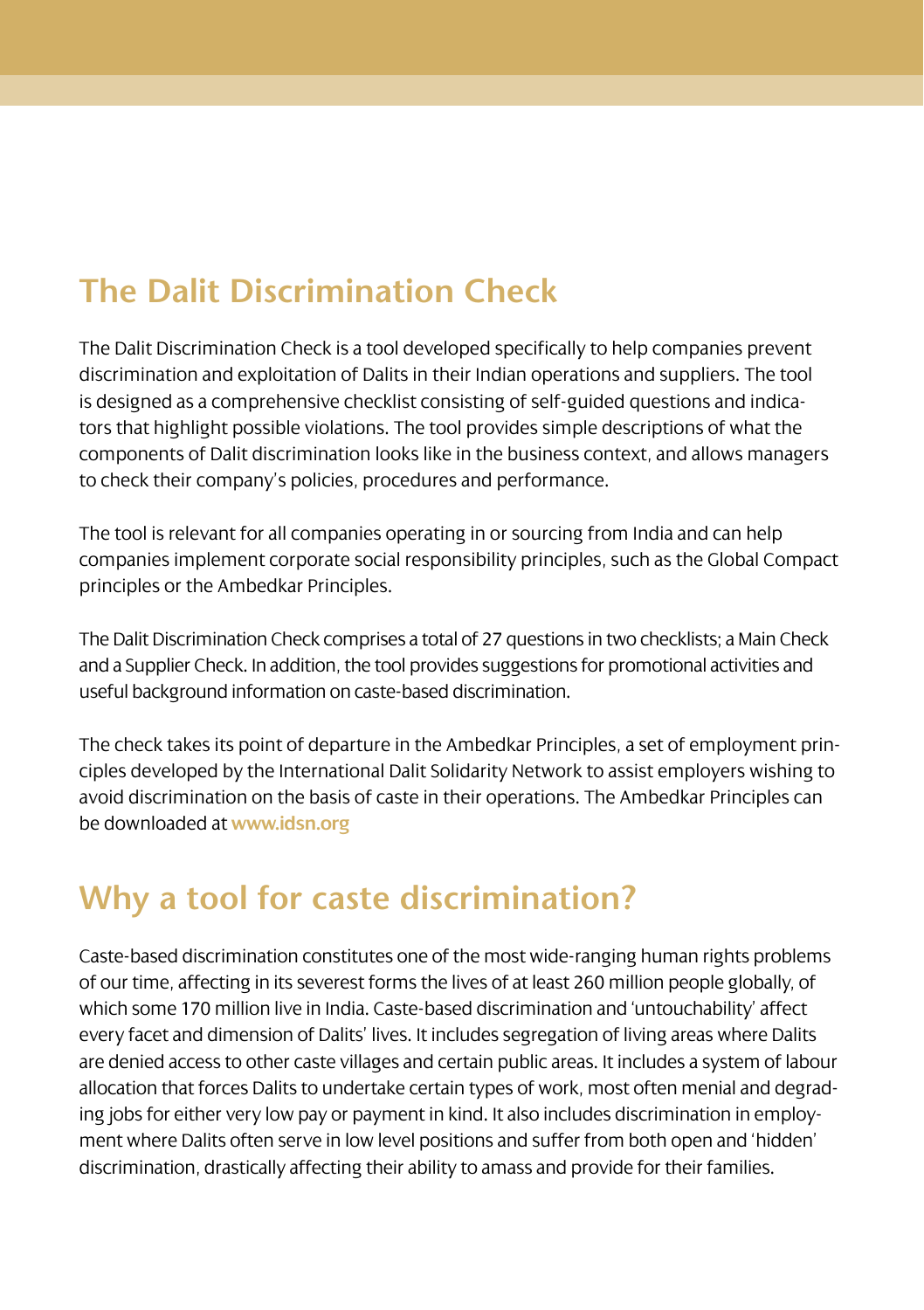## The Dalit Discrimination Check

The Dalit Discrimination Check is a tool developed specifically to help companies prevent discrimination and exploitation of Dalits in their Indian operations and suppliers. The tool is designed as a comprehensive checklist consisting of self-guided questions and indicators that highlight possible violations. The tool provides simple descriptions of what the components of Dalit discrimination looks like in the business context, and allows managers to check their company's policies, procedures and performance.

The tool is relevant for all companies operating in or sourcing from India and can help companies implement corporate social responsibility principles, such as the Global Compact principles or the Ambedkar Principles.

The Dalit Discrimination Check comprises a total of 27 questions in two checklists; a Main Check and a Supplier Check. In addition, the tool provides suggestions for promotional activities and useful background information on caste-based discrimination.

The check takes its point of departure in the Ambedkar Principles, a set of employment principles developed by the International Dalit Solidarity Network to assist employers wishing to avoid discrimination on the basis of caste in their operations. The Ambedkar Principles can be downloaded at **www.idsn.org**

## Why a tool for caste discrimination?

Caste-based discrimination constitutes one of the most wide-ranging human rights problems of our time, affecting in its severest forms the lives of at least 260 million people globally, of which some 170 million live in India. Caste-based discrimination and 'untouchability' affect every facet and dimension of Dalits' lives. It includes segregation of living areas where Dalits are denied access to other caste villages and certain public areas. It includes a system of labour allocation that forces Dalits to undertake certain types of work, most often menial and degrading jobs for either very low pay or payment in kind. It also includes discrimination in employment where Dalits often serve in low level positions and suffer from both open and 'hidden' discrimination, drastically affecting their ability to amass and provide for their families.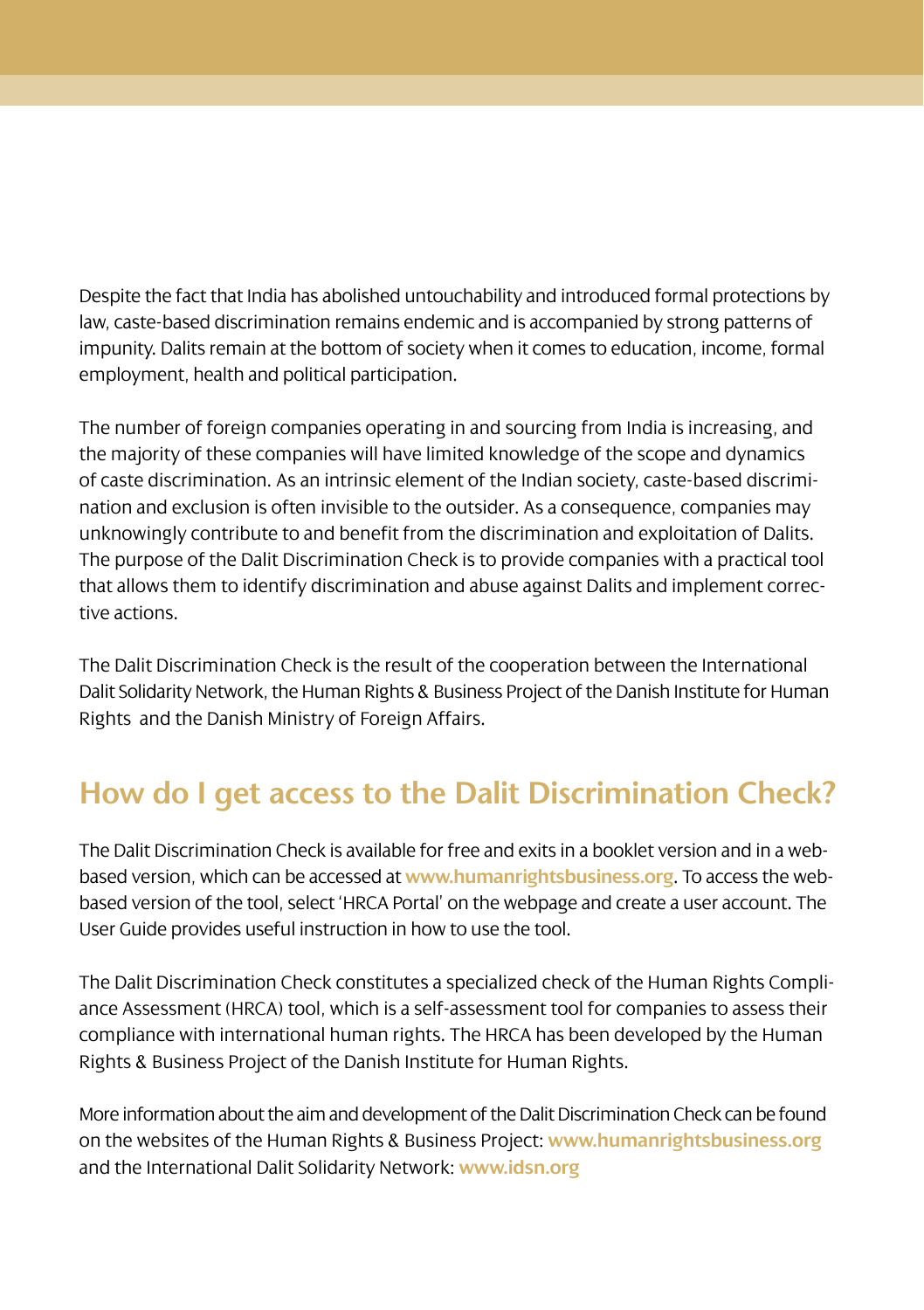Despite the fact that India has abolished untouchability and introduced formal protections by law, caste-based discrimination remains endemic and is accompanied by strong patterns of impunity. Dalits remain at the bottom of society when it comes to education, income, formal employment, health and political participation.

The number of foreign companies operating in and sourcing from India is increasing, and the majority of these companies will have limited knowledge of the scope and dynamics of caste discrimination. As an intrinsic element of the Indian society, caste-based discrimination and exclusion is often invisible to the outsider. As a consequence, companies may unknowingly contribute to and benefit from the discrimination and exploitation of Dalits. The purpose of the Dalit Discrimination Check is to provide companies with a practical tool that allows them to identify discrimination and abuse against Dalits and implement corrective actions.

The Dalit Discrimination Check is the result of the cooperation between the International Dalit Solidarity Network, the Human Rights & Business Project of the Danish Institute for Human Rights and the Danish Ministry of Foreign Affairs.

## How do I get access to the Dalit Discrimination Check?

The Dalit Discrimination Check is available for free and exits in a booklet version and in a web-based version, which can be accessed at **www.humanrightsbusiness.org**. To access the web-based version of the tool, select 'HRCA Portal' on the webpage and create a user account. The User Guide provides useful instruction in how to use the tool.

The Dalit Discrimination Check constitutes a specialized check of the Human Rights Compliance Assessment (HRCA) tool, which is a self-assessment tool for companies to assess their compliance with international human rights. The HRCA has been developed by the Human Rights & Business Project of the Danish Institute for Human Rights.

More information about the aim and development of the Dalit Discrimination Check can be found on the websites of the Human Rights & Business Project: **www.humanrightsbusiness.org** and the International Dalit Solidarity Network: **www.idsn.org**